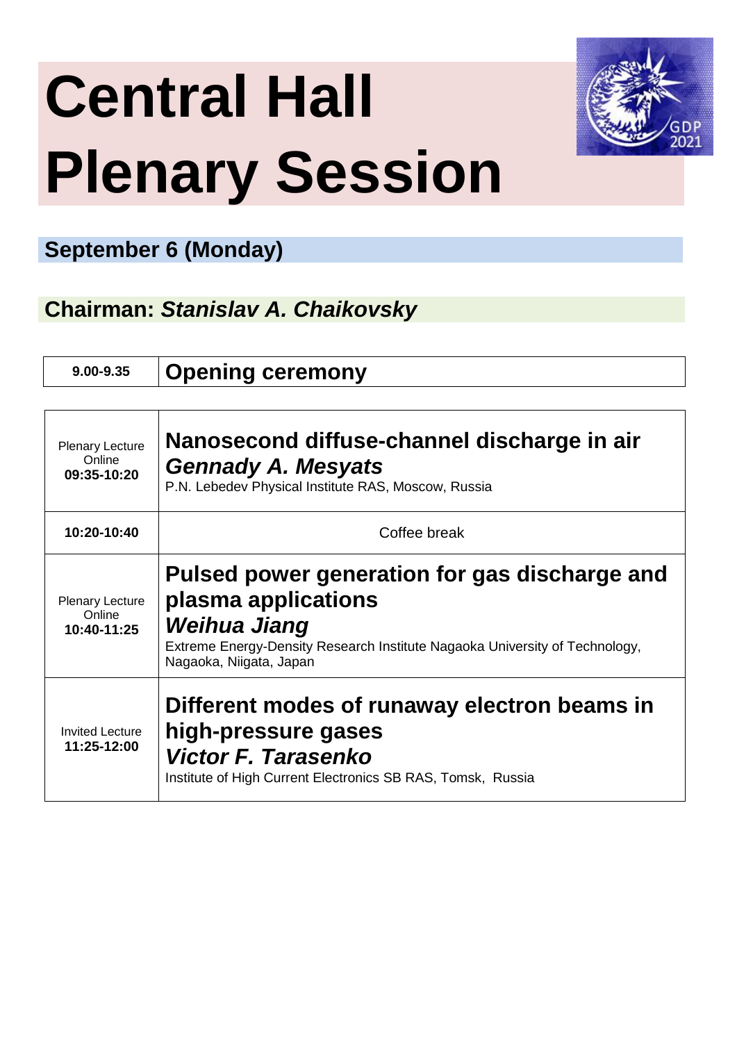# Central Hall Plenary Session

## September 6 (Monday)

### Chairman: *Stanislav A. Chaikovsky*

| 9.00-9.35 | **Opening ceremony** |
|---|---|

| | |
|---|---|
| Plenary Lecture<br>Online<br>**09:35-10:20** | **Nanosecond diffuse-channel discharge in air**<br>***Gennady A. Mesyats***<br>P.N. Lebedev Physical Institute RAS, Moscow, Russia |
| **10:20-10:40** | Coffee break |
| Plenary Lecture<br>Online<br>**10:40-11:25** | **Pulsed power generation for gas discharge and plasma applications**<br>***Weihua Jiang***<br>Extreme Energy-Density Research Institute Nagaoka University of Technology, Nagaoka, Niigata, Japan |
| Invited Lecture<br>**11:25-12:00** | **Different modes of runaway electron beams in high-pressure gases**<br>***Victor F. Tarasenko***<br>Institute of High Current Electronics SB RAS, Tomsk, Russia |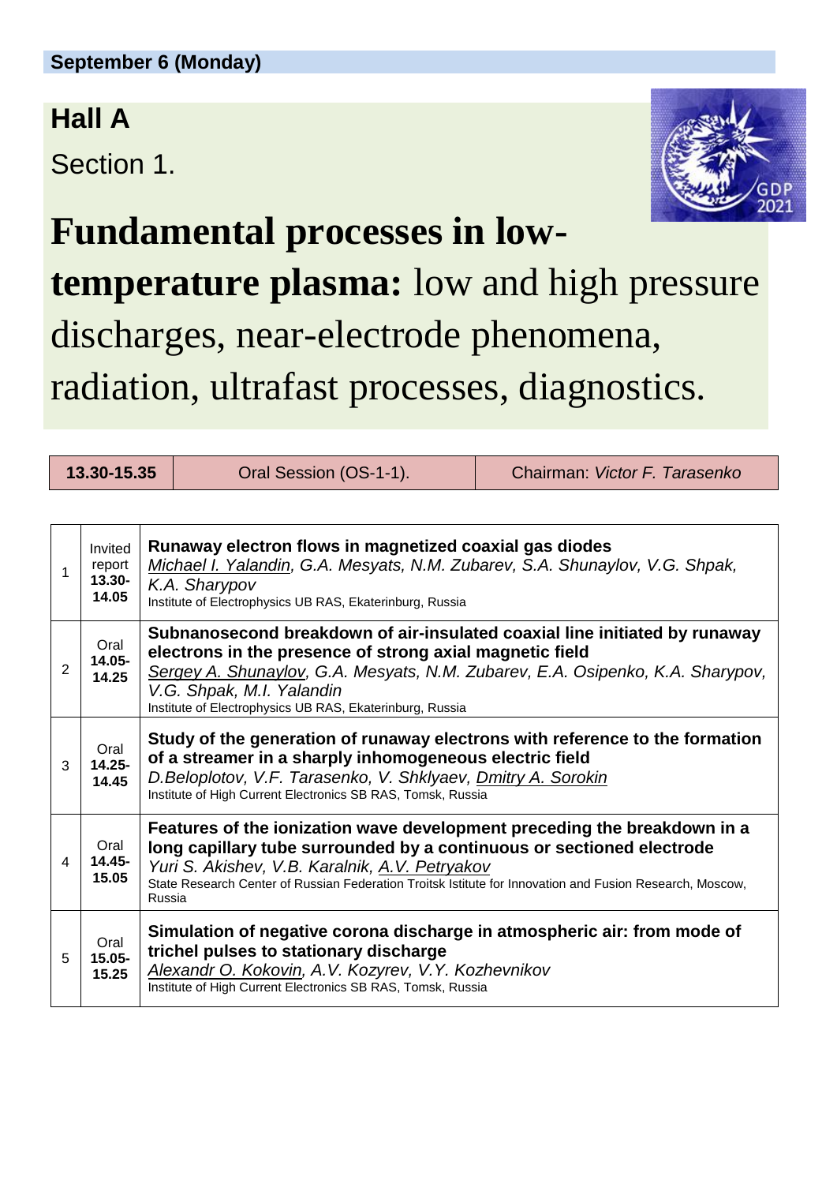**September 6 (Monday)**

## Hall A

Section 1.

# **Fundamental processes in low-temperature plasma:** low and high pressure discharges, near-electrode phenomena, radiation, ultrafast processes, diagnostics.

| **13.30-15.35** | Oral Session (OS-1-1). | Chairman: *Victor F. Tarasenko* |
|---|---|---|

| | | |
|---|---|---|
| 1 | Invited report **13.30-14.05** | **Runaway electron flows in magnetized coaxial gas diodes**<br>*Michael I. Yalandin, G.A. Mesyats, N.M. Zubarev, S.A. Shunaylov, V.G. Shpak, K.A. Sharypov*<br>Institute of Electrophysics UB RAS, Ekaterinburg, Russia |
| 2 | Oral **14.05-14.25** | **Subnanosecond breakdown of air-insulated coaxial line initiated by runaway electrons in the presence of strong axial magnetic field**<br>*Sergey A. Shunaylov, G.A. Mesyats, N.M. Zubarev, E.A. Osipenko, K.A. Sharypov, V.G. Shpak, M.I. Yalandin*<br>Institute of Electrophysics UB RAS, Ekaterinburg, Russia |
| 3 | Oral **14.25-14.45** | **Study of the generation of runaway electrons with reference to the formation of a streamer in a sharply inhomogeneous electric field**<br>*D.Beloplotov, V.F. Tarasenko, V. Shklyaev, Dmitry A. Sorokin*<br>Institute of High Current Electronics SB RAS, Tomsk, Russia |
| 4 | Oral **14.45-15.05** | **Features of the ionization wave development preceding the breakdown in a long capillary tube surrounded by a continuous or sectioned electrode**<br>*Yuri S. Akishev, V.B. Karalnik, A.V. Petryakov*<br>State Research Center of Russian Federation Troitsk Istitute for Innovation and Fusion Research, Moscow, Russia |
| 5 | Oral **15.05-15.25** | **Simulation of negative corona discharge in atmospheric air: from mode of trichel pulses to stationary discharge**<br>*Alexandr O. Kokovin, A.V. Kozyrev, V.Y. Kozhevnikov*<br>Institute of High Current Electronics SB RAS, Tomsk, Russia |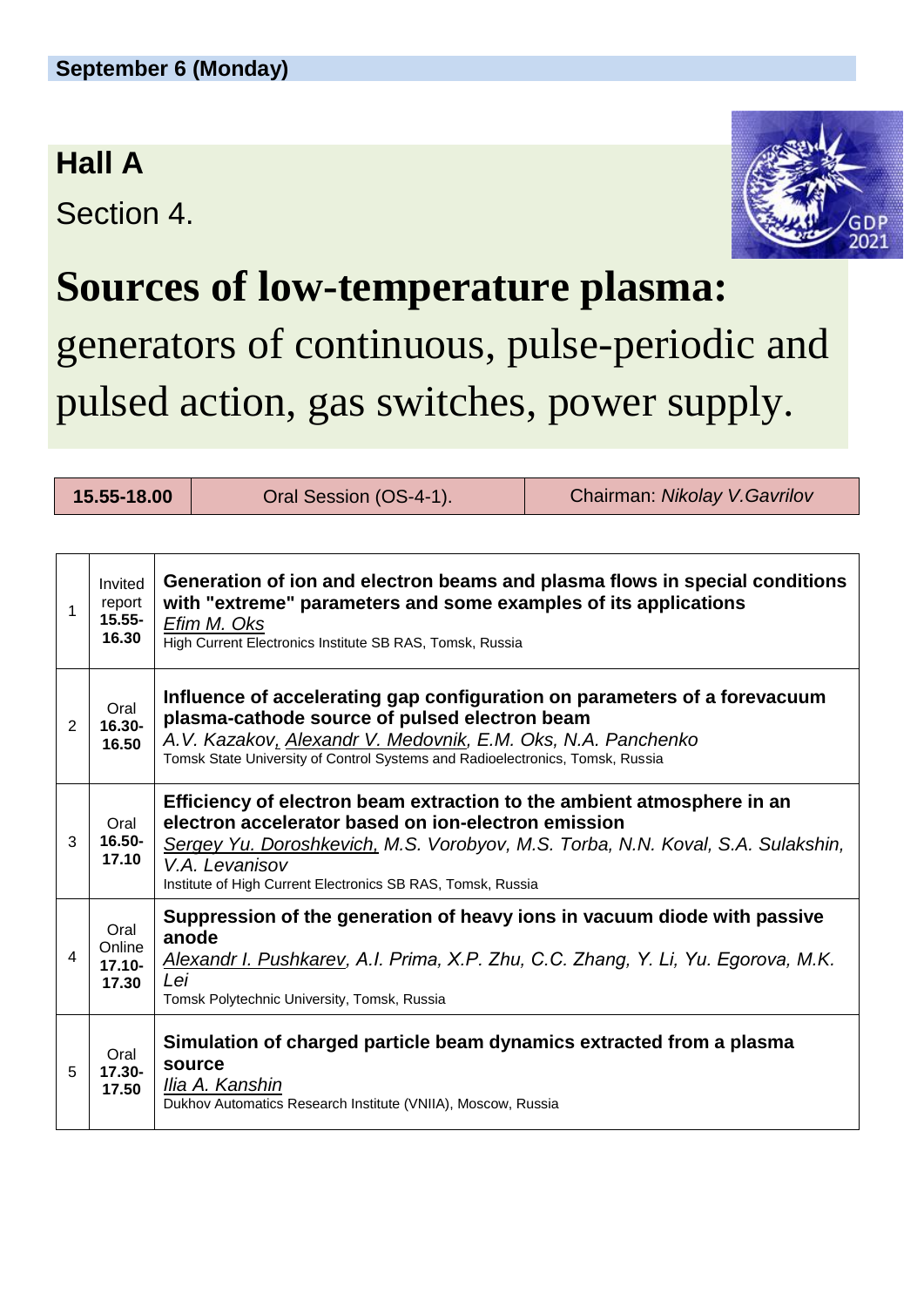**September 6 (Monday)**

## Hall A

Section 4.

# **Sources of low-temperature plasma:** generators of continuous, pulse-periodic and pulsed action, gas switches, power supply.

| **15.55-18.00** | Oral Session (OS-4-1). | Chairman: *Nikolay V.Gavrilov* |
|---|---|---|

| | | |
|---|---|---|
| 1 | Invited report **15.55-16.30** | **Generation of ion and electron beams and plasma flows in special conditions with "extreme" parameters and some examples of its applications**<br>*Efim M. Oks*<br>High Current Electronics Institute SB RAS, Tomsk, Russia |
| 2 | Oral **16.30-16.50** | **Influence of accelerating gap configuration on parameters of a forevacuum plasma-cathode source of pulsed electron beam**<br>*A.V. Kazakov, Alexandr V. Medovnik, E.M. Oks, N.A. Panchenko*<br>Tomsk State University of Control Systems and Radioelectronics, Tomsk, Russia |
| 3 | Oral **16.50-17.10** | **Efficiency of electron beam extraction to the ambient atmosphere in an electron accelerator based on ion-electron emission**<br>*Sergey Yu. Doroshkevich, M.S. Vorobyov, M.S. Torba, N.N. Koval, S.A. Sulakshin, V.A. Levanisov*<br>Institute of High Current Electronics SB RAS, Tomsk, Russia |
| 4 | Oral Online **17.10-17.30** | **Suppression of the generation of heavy ions in vacuum diode with passive anode**<br>*Alexandr I. Pushkarev, A.I. Prima, X.P. Zhu, C.C. Zhang, Y. Li, Yu. Egorova, M.K. Lei*<br>Tomsk Polytechnic University, Tomsk, Russia |
| 5 | Oral **17.30-17.50** | **Simulation of charged particle beam dynamics extracted from a plasma source**<br>*Ilia A. Kanshin*<br>Dukhov Automatics Research Institute (VNIIA), Moscow, Russia |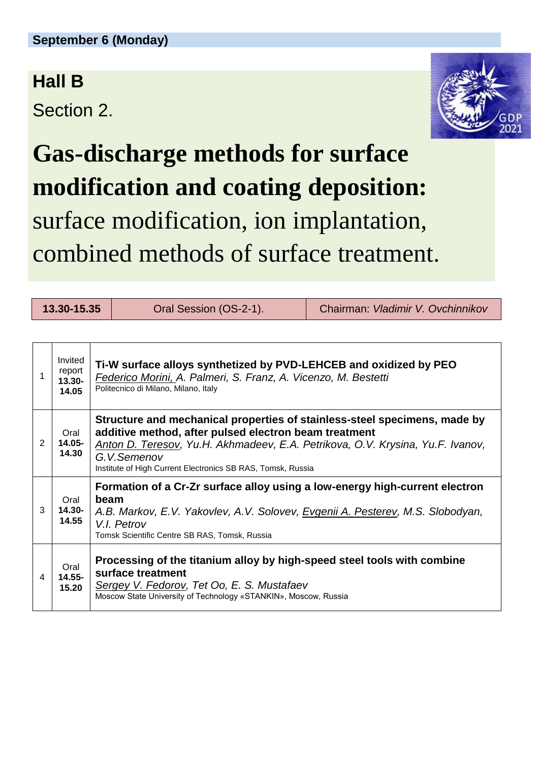**September 6 (Monday)**

## Hall B

Section 2.

# Gas-discharge methods for surface modification and coating deposition:

surface modification, ion implantation, combined methods of surface treatment.

| 13.30-15.35 | Oral Session (OS-2-1). | Chairman: *Vladimir V. Ovchinnikov* |
|---|---|---|

| | | |
|---|---|---|
| 1 | Invited report **13.30-14.05** | **Ti-W surface alloys synthetized by PVD-LEHCEB and oxidized by PEO** <br> *Federico Morini, A. Palmeri, S. Franz, A. Vicenzo, M. Bestetti* <br> Politecnico di Milano, Milano, Italy |
| 2 | Oral **14.05-14.30** | **Structure and mechanical properties of stainless-steel specimens, made by additive method, after pulsed electron beam treatment** <br> *Anton D. Teresov, Yu.H. Akhmadeev, E.A. Petrikova, O.V. Krysina, Yu.F. Ivanov, G.V.Semenov* <br> Institute of High Current Electronics SB RAS, Tomsk, Russia |
| 3 | Oral **14.30-14.55** | **Formation of a Cr-Zr surface alloy using a low-energy high-current electron beam** <br> *A.B. Markov, E.V. Yakovlev, A.V. Solovev, Evgenii A. Pesterev, M.S. Slobodyan, V.I. Petrov* <br> Tomsk Scientific Centre SB RAS, Tomsk, Russia |
| 4 | Oral **14.55-15.20** | **Processing of the titanium alloy by high-speed steel tools with combine surface treatment** <br> *Sergey V. Fedorov, Tet Oo, E. S. Mustafaev* <br> Moscow State University of Technology «STANKIN», Moscow, Russia |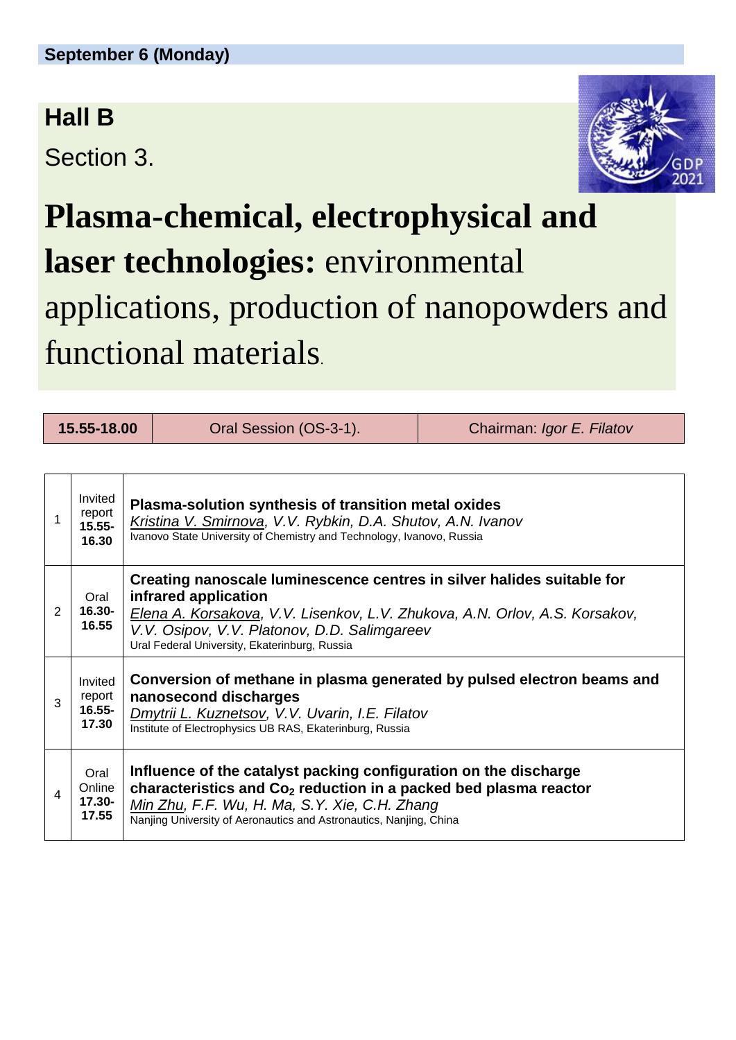**September 6 (Monday)**

## Hall B

Section 3.

# **Plasma-chemical, electrophysical and laser technologies:** environmental applications, production of nanopowders and functional materials.

| **15.55-18.00** | Oral Session (OS-3-1). | Chairman: *Igor E. Filatov* |
|---|---|---|

| | | |
|---|---|---|
| 1 | Invited report **15.55-16.30** | **Plasma-solution synthesis of transition metal oxides**<br>*<u>Kristina V. Smirnova</u>, V.V. Rybkin, D.A. Shutov, A.N. Ivanov*<br>Ivanovo State University of Chemistry and Technology, Ivanovo, Russia |
| 2 | Oral **16.30-16.55** | **Creating nanoscale luminescence centres in silver halides suitable for infrared application**<br>*<u>Elena A. Korsakova</u>, V.V. Lisenkov, L.V. Zhukova, A.N. Orlov, A.S. Korsakov, V.V. Osipov, V.V. Platonov, D.D. Salimgareev*<br>Ural Federal University, Ekaterinburg, Russia |
| 3 | Invited report **16.55-17.30** | **Conversion of methane in plasma generated by pulsed electron beams and nanosecond discharges**<br>*<u>Dmytrii L. Kuznetsov</u>, V.V. Uvarin, I.E. Filatov*<br>Institute of Electrophysics UB RAS, Ekaterinburg, Russia |
| 4 | Oral Online **17.30-17.55** | **Influence of the catalyst packing configuration on the discharge characteristics and $Co_2$ reduction in a packed bed plasma reactor**<br>*<u>Min Zhu</u>, F.F. Wu, H. Ma, S.Y. Xie, C.H. Zhang*<br>Nanjing University of Aeronautics and Astronautics, Nanjing, China |